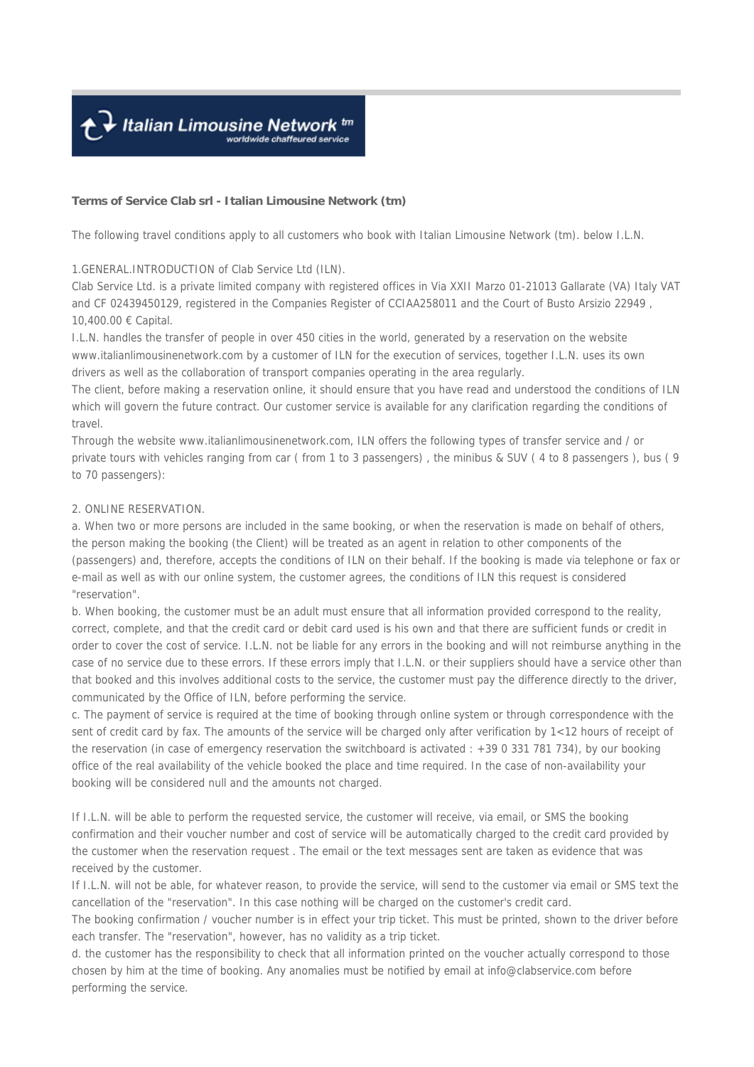Italian Limousine Network tm
worldwide chaffeured service

**Terms of Service Clab srl - Italian Limousine Network (tm)**

The following travel conditions apply to all customers who book with Italian Limousine Network (tm). below I.L.N.

1.GENERAL.INTRODUCTION of Clab Service Ltd (ILN).
Clab Service Ltd. is a private limited company with registered offices in Via XXII Marzo 01-21013 Gallarate (VA) Italy VAT and CF 02439450129, registered in the Companies Register of CCIAA258011 and the Court of Busto Arsizio 22949 , 10,400.00 € Capital.
I.L.N. handles the transfer of people in over 450 cities in the world, generated by a reservation on the website www.italianlimousinenetwork.com by a customer of ILN for the execution of services, together I.L.N. uses its own drivers as well as the collaboration of transport companies operating in the area regularly.
The client, before making a reservation online, it should ensure that you have read and understood the conditions of ILN which will govern the future contract. Our customer service is available for any clarification regarding the conditions of travel.
Through the website www.italianlimousinenetwork.com, ILN offers the following types of transfer service and / or private tours with vehicles ranging from car ( from 1 to 3 passengers) , the minibus & SUV ( 4 to 8 passengers ), bus ( 9 to 70 passengers):

2. ONLINE RESERVATION.
a. When two or more persons are included in the same booking, or when the reservation is made on behalf of others, the person making the booking (the Client) will be treated as an agent in relation to other components of the (passengers) and, therefore, accepts the conditions of ILN on their behalf. If the booking is made via telephone or fax or e-mail as well as with our online system, the customer agrees, the conditions of ILN this request is considered "reservation".
b. When booking, the customer must be an adult must ensure that all information provided correspond to the reality, correct, complete, and that the credit card or debit card used is his own and that there are sufficient funds or credit in order to cover the cost of service. I.L.N. not be liable for any errors in the booking and will not reimburse anything in the case of no service due to these errors. If these errors imply that I.L.N. or their suppliers should have a service other than that booked and this involves additional costs to the service, the customer must pay the difference directly to the driver, communicated by the Office of ILN, before performing the service.
c. The payment of service is required at the time of booking through online system or through correspondence with the sent of credit card by fax. The amounts of the service will be charged only after verification by 1<12 hours of receipt of the reservation (in case of emergency reservation the switchboard is activated : +39 0 331 781 734), by our booking office of the real availability of the vehicle booked the place and time required. In the case of non-availability your booking will be considered null and the amounts not charged.

If I.L.N. will be able to perform the requested service, the customer will receive, via email, or SMS the booking confirmation and their voucher number and cost of service will be automatically charged to the credit card provided by the customer when the reservation request . The email or the text messages sent are taken as evidence that was received by the customer.
If I.L.N. will not be able, for whatever reason, to provide the service, will send to the customer via email or SMS text the cancellation of the "reservation". In this case nothing will be charged on the customer's credit card.
The booking confirmation / voucher number is in effect your trip ticket. This must be printed, shown to the driver before each transfer. The "reservation", however, has no validity as a trip ticket.
d. the customer has the responsibility to check that all information printed on the voucher actually correspond to those chosen by him at the time of booking. Any anomalies must be notified by email at info@clabservice.com before performing the service.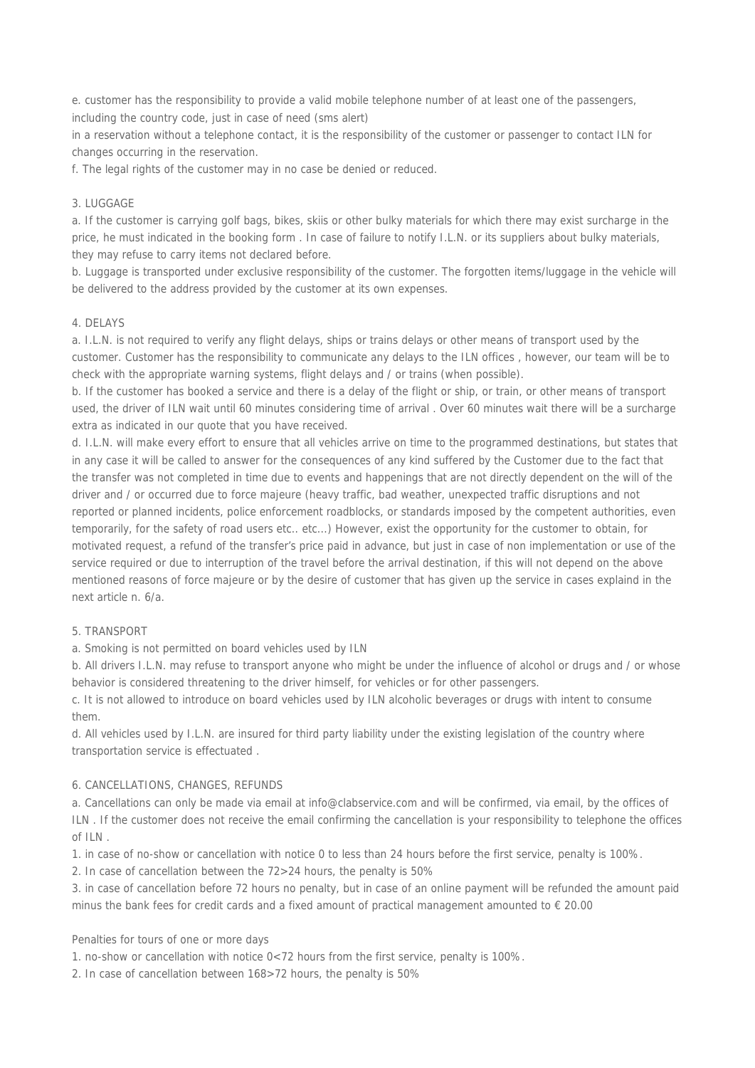e. customer has the responsibility to provide a valid mobile telephone number of at least one of the passengers, including the country code, just in case of need (sms alert)
in a reservation without a telephone contact, it is the responsibility of the customer or passenger to contact ILN for changes occurring in the reservation.

f. The legal rights of the customer may in no case be denied or reduced.

3. LUGGAGE

a. If the customer is carrying golf bags, bikes, skiis or other bulky materials for which there may exist surcharge in the price, he must indicated in the booking form . In case of failure to notify I.L.N. or its suppliers about bulky materials, they may refuse to carry items not declared before.

b. Luggage is transported under exclusive responsibility of the customer. The forgotten items/luggage in the vehicle will be delivered to the address provided by the customer at its own expenses.

4. DELAYS

a. I.L.N. is not required to verify any flight delays, ships or trains delays or other means of transport used by the customer. Customer has the responsibility to communicate any delays to the ILN offices , however, our team will be to check with the appropriate warning systems, flight delays and / or trains (when possible).

b. If the customer has booked a service and there is a delay of the flight or ship, or train, or other means of transport used, the driver of ILN wait until 60 minutes considering time of arrival . Over 60 minutes wait there will be a surcharge extra as indicated in our quote that you have received.

d. I.L.N. will make every effort to ensure that all vehicles arrive on time to the programmed destinations, but states that in any case it will be called to answer for the consequences of any kind suffered by the Customer due to the fact that the transfer was not completed in time due to events and happenings that are not directly dependent on the will of the driver and / or occurred due to force majeure (heavy traffic, bad weather, unexpected traffic disruptions and not reported or planned incidents, police enforcement roadblocks, or standards imposed by the competent authorities, even temporarily, for the safety of road users etc.. etc...) However, exist the opportunity for the customer to obtain, for motivated request, a refund of the transfer's price paid in advance, but just in case of non implementation or use of the service required or due to interruption of the travel before the arrival destination, if this will not depend on the above mentioned reasons of force majeure or by the desire of customer that has given up the service in cases explaind in the next article n. 6/a.

5. TRANSPORT

a. Smoking is not permitted on board vehicles used by ILN

b. All drivers I.L.N. may refuse to transport anyone who might be under the influence of alcohol or drugs and / or whose behavior is considered threatening to the driver himself, for vehicles or for other passengers.

c. It is not allowed to introduce on board vehicles used by ILN alcoholic beverages or drugs with intent to consume them.

d. All vehicles used by I.L.N. are insured for third party liability under the existing legislation of the country where transportation service is effectuated .

6. CANCELLATIONS, CHANGES, REFUNDS

a. Cancellations can only be made via email at info@clabservice.com and will be confirmed, via email, by the offices of ILN . If the customer does not receive the email confirming the cancellation is your responsibility to telephone the offices of ILN .

1. in case of no-show or cancellation with notice 0 to less than 24 hours before the first service, penalty is 100%.
2. In case of cancellation between the 72>24 hours, the penalty is 50%
3. in case of cancellation before 72 hours no penalty, but in case of an online payment will be refunded the amount paid minus the bank fees for credit cards and a fixed amount of practical management amounted to € 20.00

Penalties for tours of one or more days

1. no-show or cancellation with notice 0<72 hours from the first service, penalty is 100%.
2. In case of cancellation between 168>72 hours, the penalty is 50%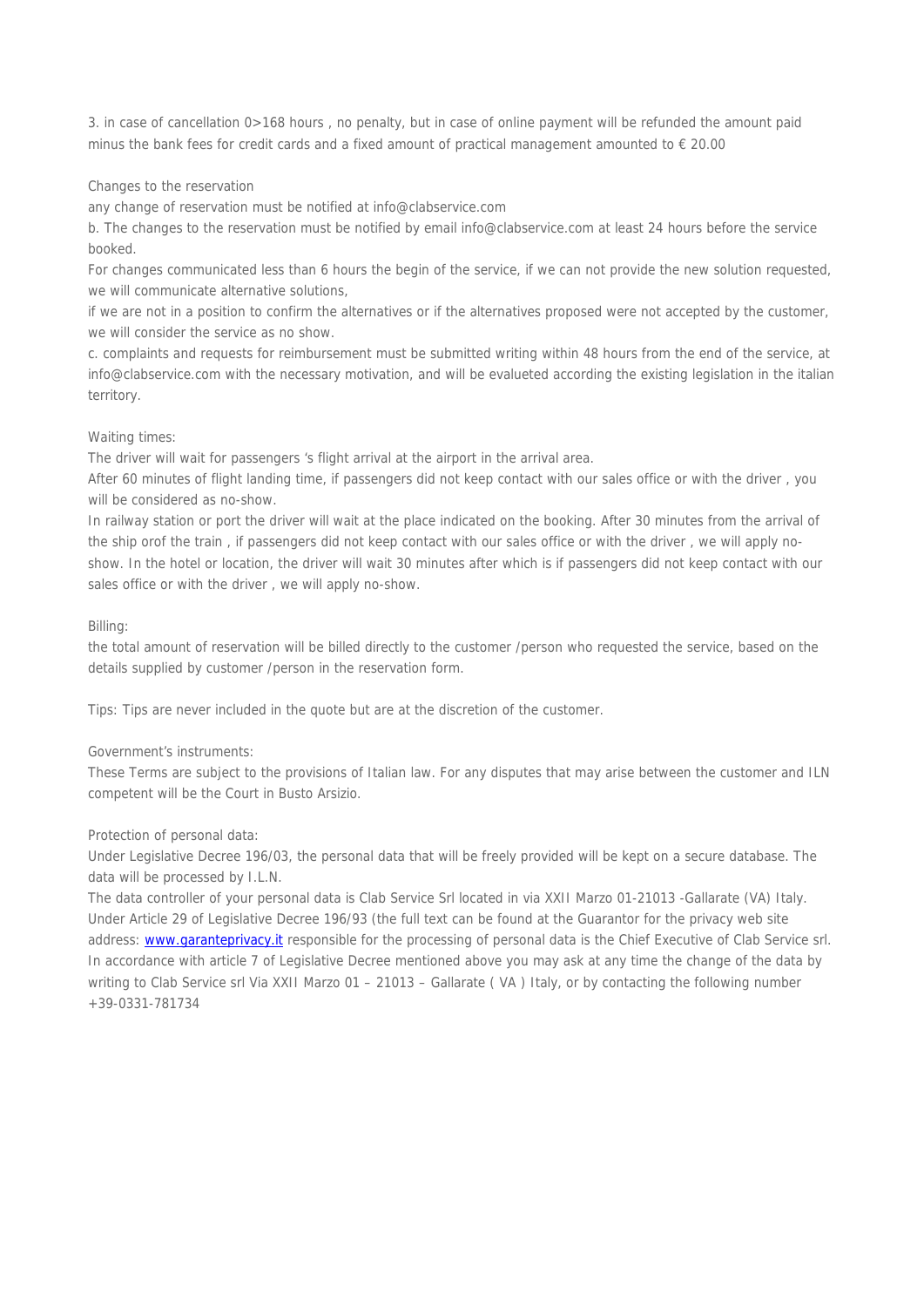3. in case of cancellation 0>168 hours , no penalty, but in case of online payment will be refunded the amount paid minus the bank fees for credit cards and a fixed amount of practical management amounted to € 20.00

Changes to the reservation

any change of reservation must be notified at info@clabservice.com

b. The changes to the reservation must be notified by email info@clabservice.com at least 24 hours before the service booked.

For changes communicated less than 6 hours the begin of the service, if we can not provide the new solution requested, we will communicate alternative solutions,

if we are not in a position to confirm the alternatives or if the alternatives proposed were not accepted by the customer, we will consider the service as no show.

c. complaints and requests for reimbursement must be submitted writing within 48 hours from the end of the service, at info@clabservice.com with the necessary motivation, and will be evalueted according the existing legislation in the italian territory.

Waiting times:

The driver will wait for passengers 's flight arrival at the airport in the arrival area.

After 60 minutes of flight landing time, if passengers did not keep contact with our sales office or with the driver , you will be considered as no-show.

In railway station or port the driver will wait at the place indicated on the booking. After 30 minutes from the arrival of the ship orof the train , if passengers did not keep contact with our sales office or with the driver , we will apply no-show. In the hotel or location, the driver will wait 30 minutes after which is if passengers did not keep contact with our sales office or with the driver , we will apply no-show.

Billing:

the total amount of reservation will be billed directly to the customer /person who requested the service, based on the details supplied by customer /person in the reservation form.

Tips: Tips are never included in the quote but are at the discretion of the customer.

Government's instruments:

These Terms are subject to the provisions of Italian law. For any disputes that may arise between the customer and ILN competent will be the Court in Busto Arsizio.

Protection of personal data:

Under Legislative Decree 196/03, the personal data that will be freely provided will be kept on a secure database. The data will be processed by I.L.N.

The data controller of your personal data is Clab Service Srl located in via XXII Marzo 01-21013 -Gallarate (VA) Italy. Under Article 29 of Legislative Decree 196/93 (the full text can be found at the Guarantor for the privacy web site address: www.garanteprivacy.it responsible for the processing of personal data is the Chief Executive of Clab Service srl. In accordance with article 7 of Legislative Decree mentioned above you may ask at any time the change of the data by writing to Clab Service srl Via XXII Marzo 01 – 21013 – Gallarate ( VA ) Italy, or by contacting the following number +39-0331-781734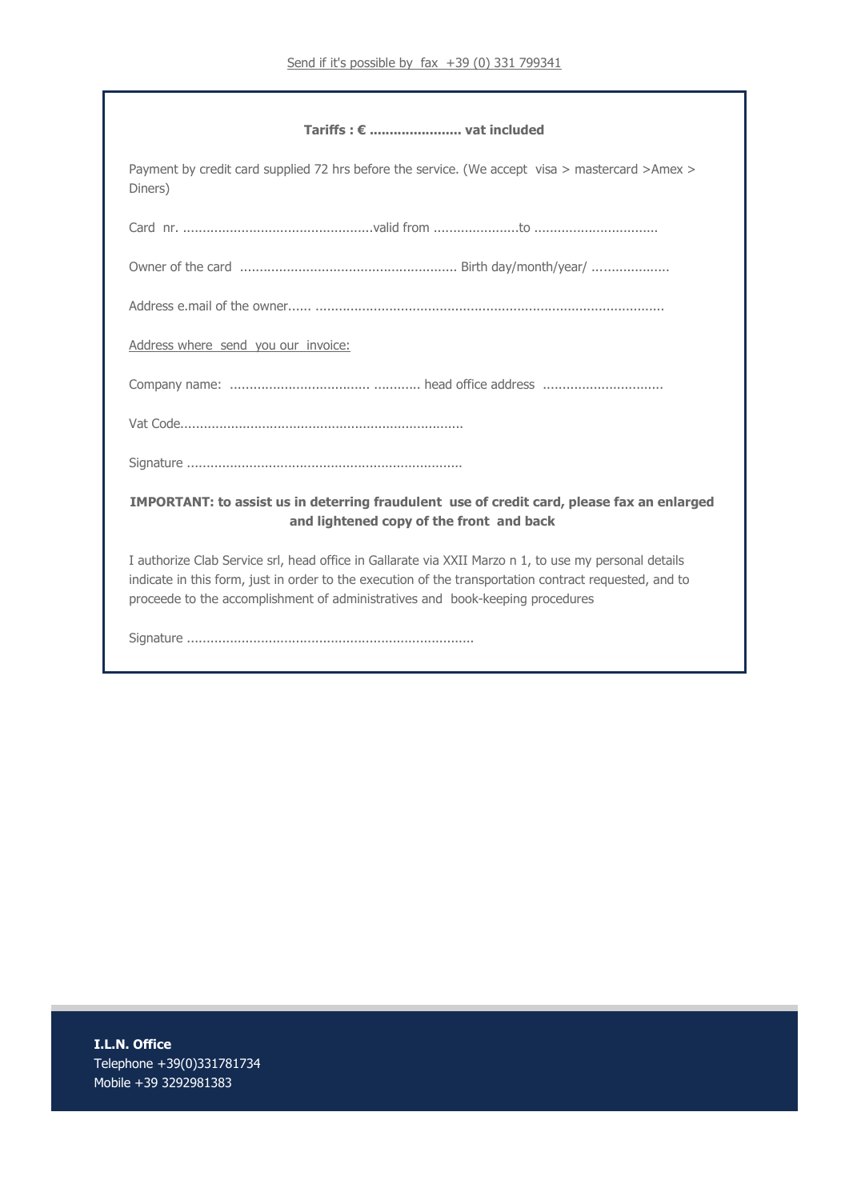Send if it's possible by fax +39 (0) 331 799341

**Tariffs : € ...................... vat included**

Payment by credit card supplied 72 hrs before the service. (We accept visa > mastercard >Amex > Diners)

Card nr. ................................................valid from .....................to ...............................

Owner of the card ....................................................... Birth day/month/year/ ...................

Address e.mail of the owner...... .........................................................................................

Address where send you our invoice:

Company name: ................................... ........... head office address ..............................

Vat Code........................................................................

Signature ......................................................................

**IMPORTANT: to assist us in deterring fraudulent use of credit card, please fax an enlarged and lightened copy of the front and back**

I authorize Clab Service srl, head office in Gallarate via XXII Marzo n 1, to use my personal details indicate in this form, just in order to the execution of the transportation contract requested, and to proceede to the accomplishment of administratives and book-keeping procedures

Signature .........................................................................

**I.L.N. Office**
Telephone +39(0)331781734
Mobile +39 3292981383